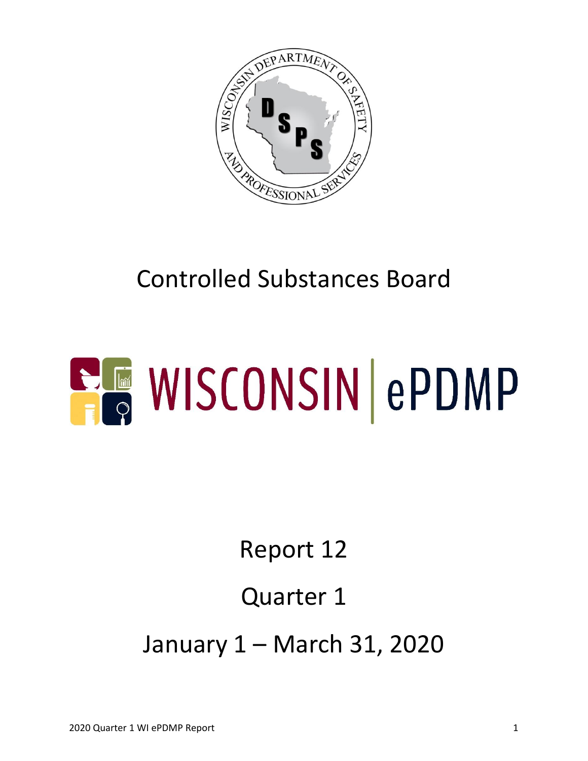# Controlled Substances Board

# WISCONSIN | ePDMP

## Report 12

## Quarter 1

## January 1 – March 31, 2020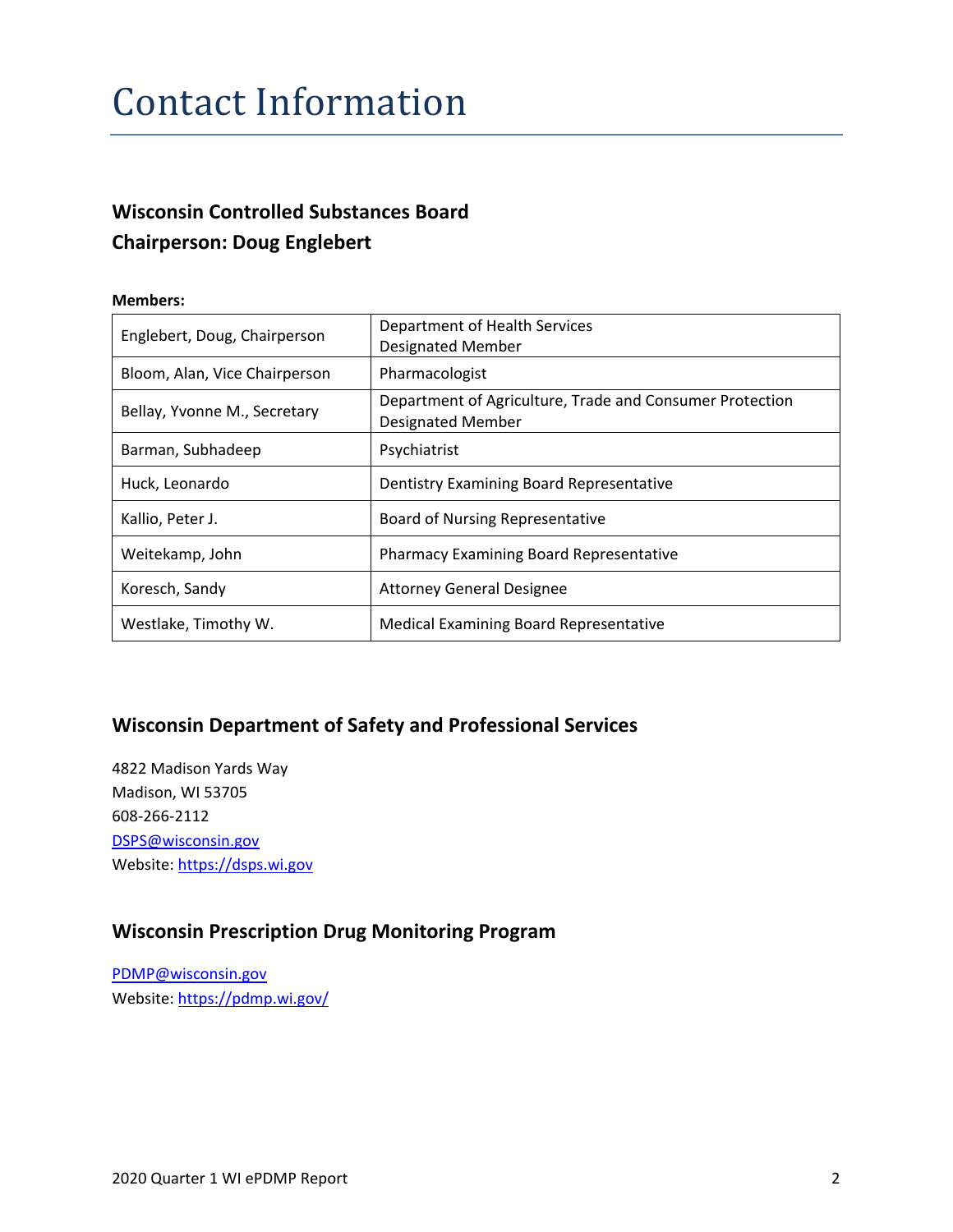# Contact Information

### Wisconsin Controlled Substances Board
### Chairperson: Doug Englebert

**Members:**

| | |
|---|---|
| Englebert, Doug, Chairperson | Department of Health Services Designated Member |
| Bloom, Alan, Vice Chairperson | Pharmacologist |
| Bellay, Yvonne M., Secretary | Department of Agriculture, Trade and Consumer Protection Designated Member |
| Barman, Subhadeep | Psychiatrist |
| Huck, Leonardo | Dentistry Examining Board Representative |
| Kallio, Peter J. | Board of Nursing Representative |
| Weitekamp, John | Pharmacy Examining Board Representative |
| Koresch, Sandy | Attorney General Designee |
| Westlake, Timothy W. | Medical Examining Board Representative |

### Wisconsin Department of Safety and Professional Services

4822 Madison Yards Way
Madison, WI 53705
608-266-2112
DSPS@wisconsin.gov
Website: https://dsps.wi.gov

### Wisconsin Prescription Drug Monitoring Program

PDMP@wisconsin.gov
Website: https://pdmp.wi.gov/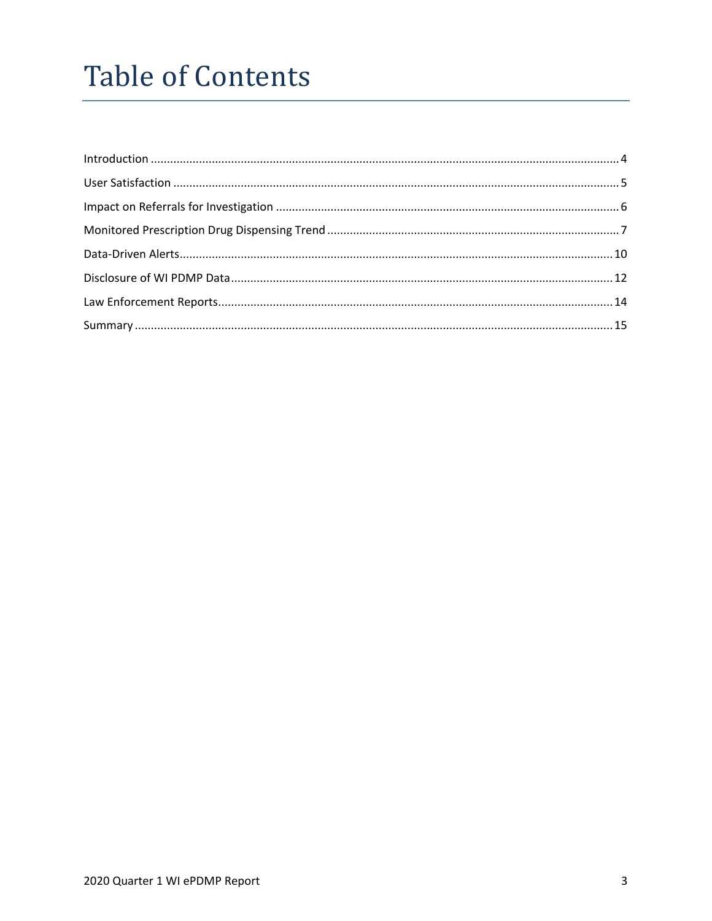# Table of Contents

Introduction ........................................................................................................................................ 4

User Satisfaction ................................................................................................................................. 5

Impact on Referrals for Investigation ................................................................................................. 6

Monitored Prescription Drug Dispensing Trend ................................................................................. 7

Data-Driven Alerts ............................................................................................................................. 10

Disclosure of WI PDMP Data ............................................................................................................. 12

Law Enforcement Reports ................................................................................................................. 14

Summary ........................................................................................................................................... 15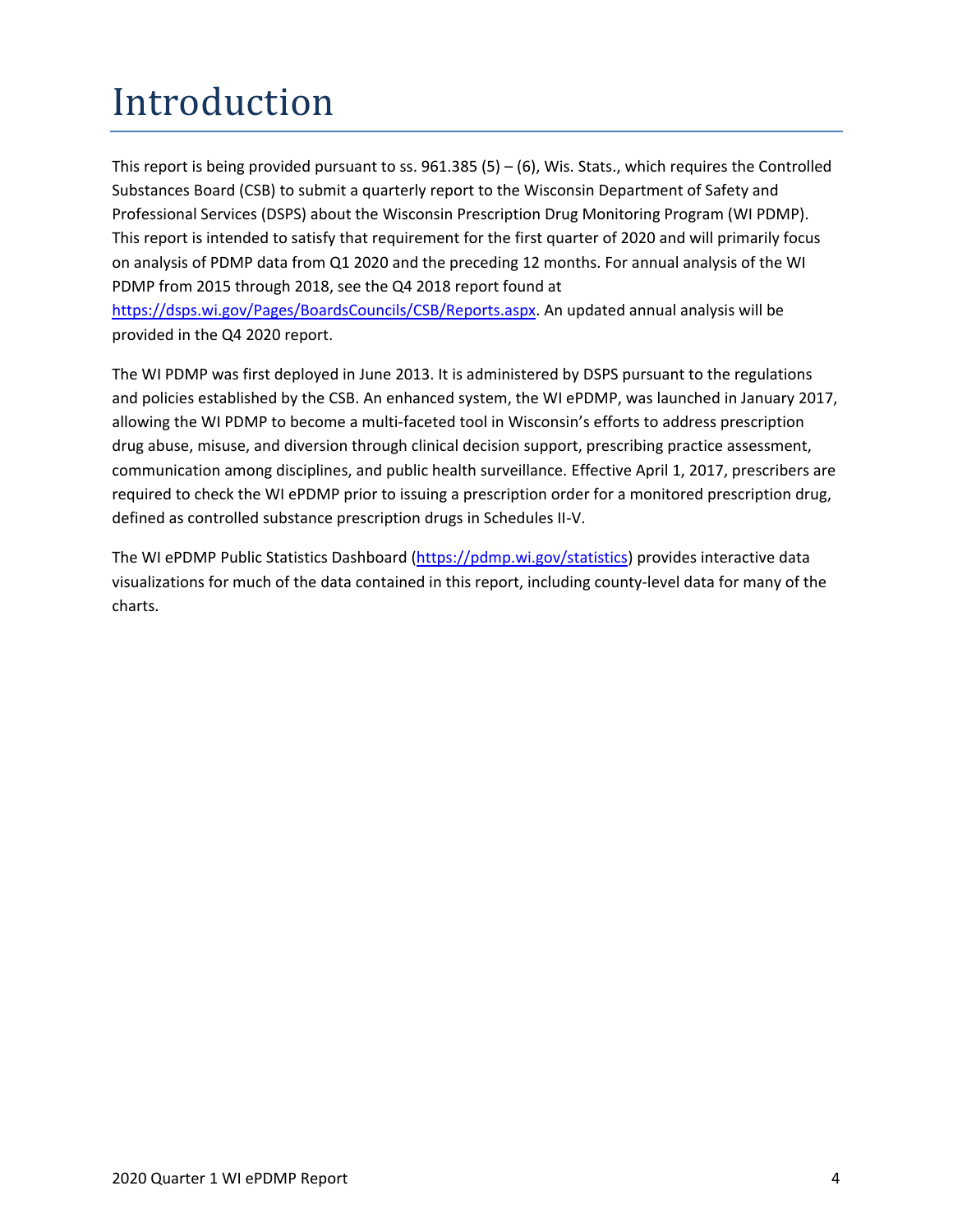# Introduction

This report is being provided pursuant to ss. 961.385 (5) – (6), Wis. Stats., which requires the Controlled Substances Board (CSB) to submit a quarterly report to the Wisconsin Department of Safety and Professional Services (DSPS) about the Wisconsin Prescription Drug Monitoring Program (WI PDMP). This report is intended to satisfy that requirement for the first quarter of 2020 and will primarily focus on analysis of PDMP data from Q1 2020 and the preceding 12 months. For annual analysis of the WI PDMP from 2015 through 2018, see the Q4 2018 report found at [https://dsps.wi.gov/Pages/BoardsCouncils/CSB/Reports.aspx](https://dsps.wi.gov/Pages/BoardsCouncils/CSB/Reports.aspx). An updated annual analysis will be provided in the Q4 2020 report.

The WI PDMP was first deployed in June 2013. It is administered by DSPS pursuant to the regulations and policies established by the CSB. An enhanced system, the WI ePDMP, was launched in January 2017, allowing the WI PDMP to become a multi-faceted tool in Wisconsin's efforts to address prescription drug abuse, misuse, and diversion through clinical decision support, prescribing practice assessment, communication among disciplines, and public health surveillance. Effective April 1, 2017, prescribers are required to check the WI ePDMP prior to issuing a prescription order for a monitored prescription drug, defined as controlled substance prescription drugs in Schedules II-V.

The WI ePDMP Public Statistics Dashboard ([https://pdmp.wi.gov/statistics](https://pdmp.wi.gov/statistics)) provides interactive data visualizations for much of the data contained in this report, including county-level data for many of the charts.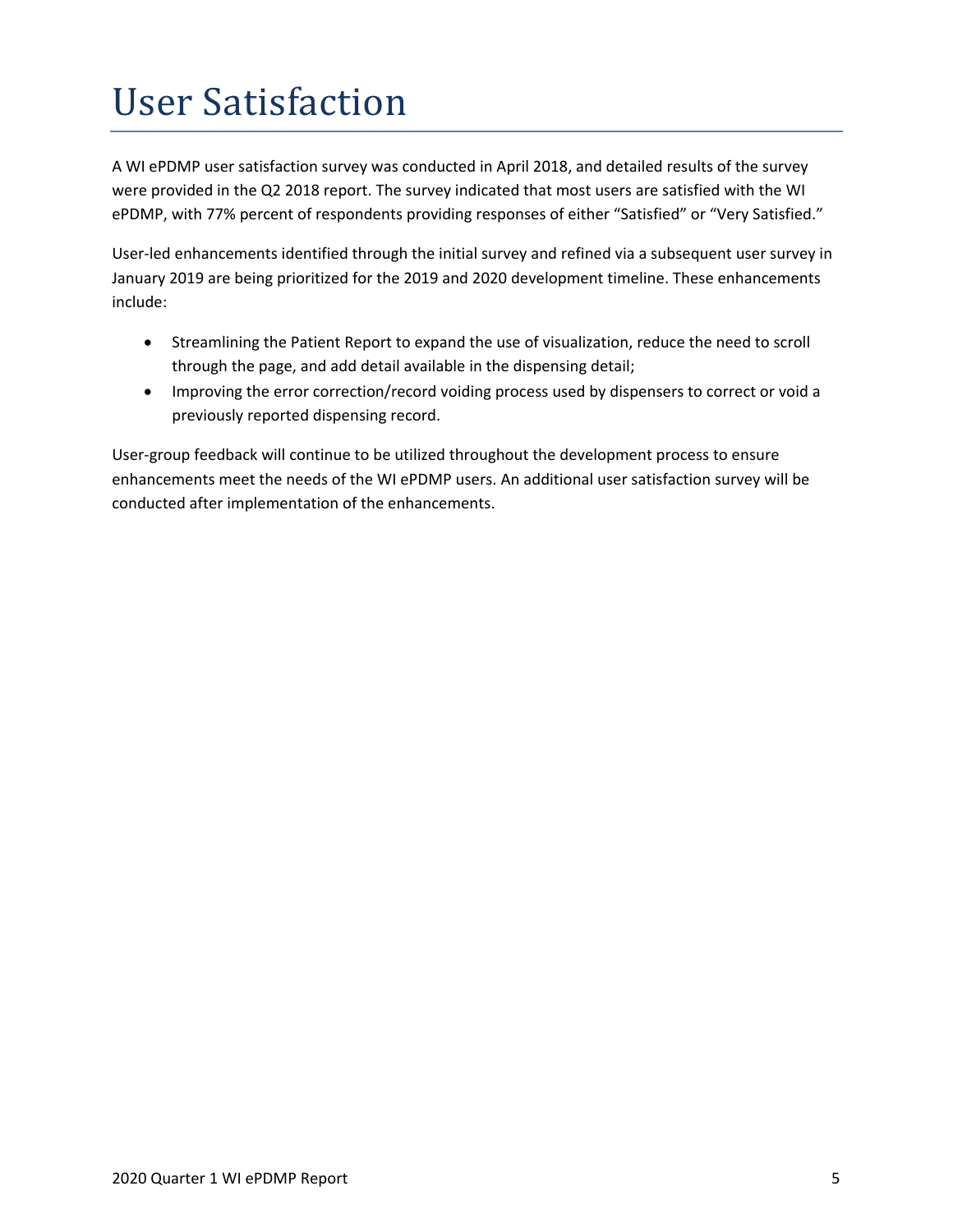# User Satisfaction

A WI ePDMP user satisfaction survey was conducted in April 2018, and detailed results of the survey were provided in the Q2 2018 report. The survey indicated that most users are satisfied with the WI ePDMP, with 77% percent of respondents providing responses of either "Satisfied" or "Very Satisfied."

User-led enhancements identified through the initial survey and refined via a subsequent user survey in January 2019 are being prioritized for the 2019 and 2020 development timeline. These enhancements include:

- Streamlining the Patient Report to expand the use of visualization, reduce the need to scroll through the page, and add detail available in the dispensing detail;
- Improving the error correction/record voiding process used by dispensers to correct or void a previously reported dispensing record.

User-group feedback will continue to be utilized throughout the development process to ensure enhancements meet the needs of the WI ePDMP users. An additional user satisfaction survey will be conducted after implementation of the enhancements.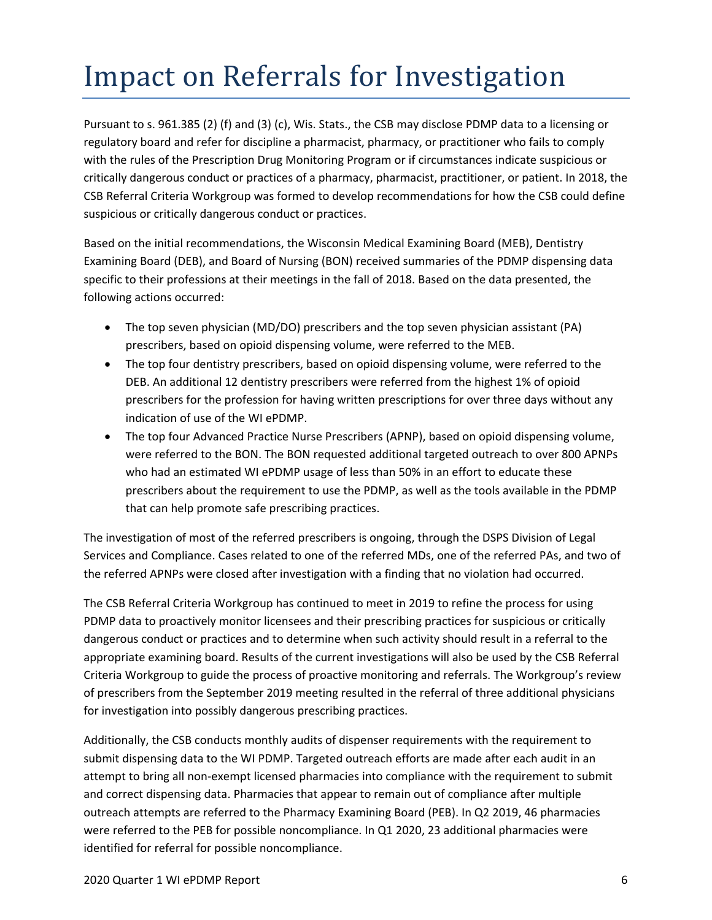# Impact on Referrals for Investigation

Pursuant to s. 961.385 (2) (f) and (3) (c), Wis. Stats., the CSB may disclose PDMP data to a licensing or regulatory board and refer for discipline a pharmacist, pharmacy, or practitioner who fails to comply with the rules of the Prescription Drug Monitoring Program or if circumstances indicate suspicious or critically dangerous conduct or practices of a pharmacy, pharmacist, practitioner, or patient. In 2018, the CSB Referral Criteria Workgroup was formed to develop recommendations for how the CSB could define suspicious or critically dangerous conduct or practices.

Based on the initial recommendations, the Wisconsin Medical Examining Board (MEB), Dentistry Examining Board (DEB), and Board of Nursing (BON) received summaries of the PDMP dispensing data specific to their professions at their meetings in the fall of 2018. Based on the data presented, the following actions occurred:

- The top seven physician (MD/DO) prescribers and the top seven physician assistant (PA) prescribers, based on opioid dispensing volume, were referred to the MEB.
- The top four dentistry prescribers, based on opioid dispensing volume, were referred to the DEB. An additional 12 dentistry prescribers were referred from the highest 1% of opioid prescribers for the profession for having written prescriptions for over three days without any indication of use of the WI ePDMP.
- The top four Advanced Practice Nurse Prescribers (APNP), based on opioid dispensing volume, were referred to the BON. The BON requested additional targeted outreach to over 800 APNPs who had an estimated WI ePDMP usage of less than 50% in an effort to educate these prescribers about the requirement to use the PDMP, as well as the tools available in the PDMP that can help promote safe prescribing practices.

The investigation of most of the referred prescribers is ongoing, through the DSPS Division of Legal Services and Compliance. Cases related to one of the referred MDs, one of the referred PAs, and two of the referred APNPs were closed after investigation with a finding that no violation had occurred.

The CSB Referral Criteria Workgroup has continued to meet in 2019 to refine the process for using PDMP data to proactively monitor licensees and their prescribing practices for suspicious or critically dangerous conduct or practices and to determine when such activity should result in a referral to the appropriate examining board. Results of the current investigations will also be used by the CSB Referral Criteria Workgroup to guide the process of proactive monitoring and referrals. The Workgroup's review of prescribers from the September 2019 meeting resulted in the referral of three additional physicians for investigation into possibly dangerous prescribing practices.

Additionally, the CSB conducts monthly audits of dispenser requirements with the requirement to submit dispensing data to the WI PDMP. Targeted outreach efforts are made after each audit in an attempt to bring all non-exempt licensed pharmacies into compliance with the requirement to submit and correct dispensing data. Pharmacies that appear to remain out of compliance after multiple outreach attempts are referred to the Pharmacy Examining Board (PEB). In Q2 2019, 46 pharmacies were referred to the PEB for possible noncompliance. In Q1 2020, 23 additional pharmacies were identified for referral for possible noncompliance.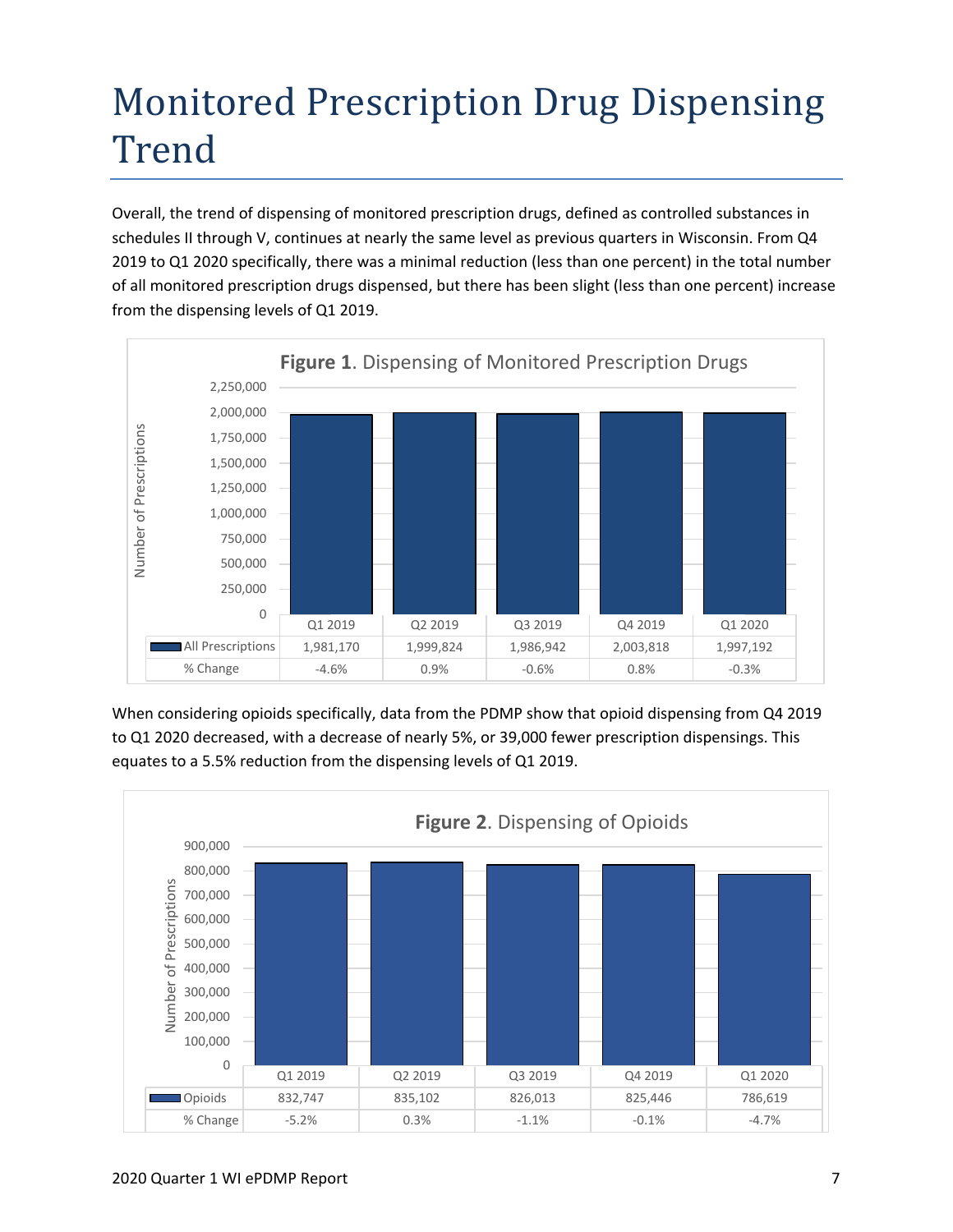# Monitored Prescription Drug Dispensing Trend

Overall, the trend of dispensing of monitored prescription drugs, defined as controlled substances in schedules II through V, continues at nearly the same level as previous quarters in Wisconsin. From Q4 2019 to Q1 2020 specifically, there was a minimal reduction (less than one percent) in the total number of all monitored prescription drugs dispensed, but there has been slight (less than one percent) increase from the dispensing levels of Q1 2019.

**Figure 1**. Dispensing of Monitored Prescription Drugs

| | Q1 2019 | Q2 2019 | Q3 2019 | Q4 2019 | Q1 2020 |
|---|---|---|---|---|---|
| All Prescriptions | 1,981,170 | 1,999,824 | 1,986,942 | 2,003,818 | 1,997,192 |
| % Change | -4.6% | 0.9% | -0.6% | 0.8% | -0.3% |

When considering opioids specifically, data from the PDMP show that opioid dispensing from Q4 2019 to Q1 2020 decreased, with a decrease of nearly 5%, or 39,000 fewer prescription dispensings. This equates to a 5.5% reduction from the dispensing levels of Q1 2019.

**Figure 2**. Dispensing of Opioids

| | Q1 2019 | Q2 2019 | Q3 2019 | Q4 2019 | Q1 2020 |
|---|---|---|---|---|---|
| Opioids | 832,747 | 835,102 | 826,013 | 825,446 | 786,619 |
| % Change | -5.2% | 0.3% | -1.1% | -0.1% | -4.7% |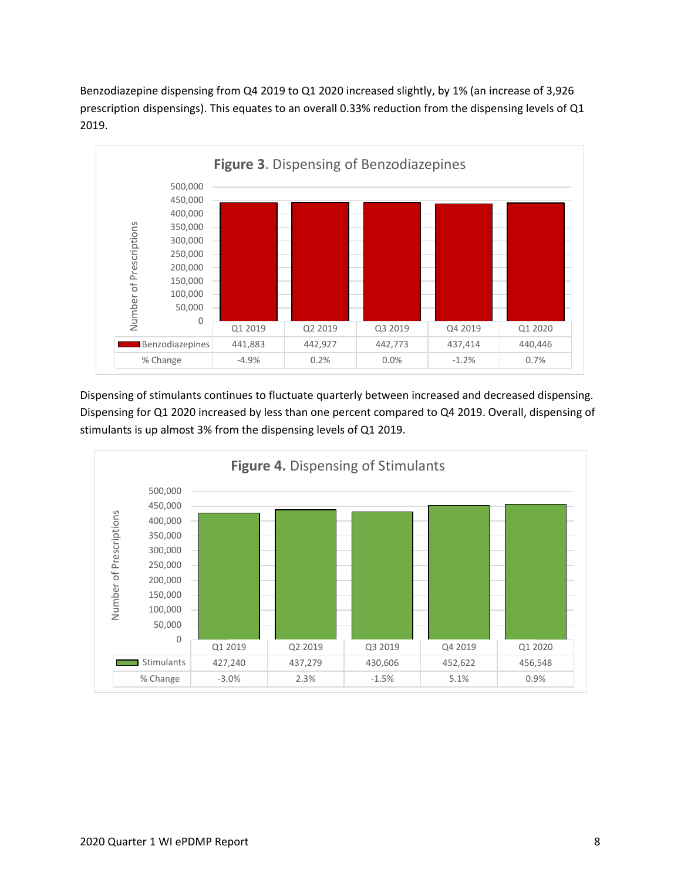Benzodiazepine dispensing from Q4 2019 to Q1 2020 increased slightly, by 1% (an increase of 3,926 prescription dispensings). This equates to an overall 0.33% reduction from the dispensing levels of Q1 2019.

**Figure 3**. Dispensing of Benzodiazepines

| | Q1 2019 | Q2 2019 | Q3 2019 | Q4 2019 | Q1 2020 |
|---|---|---|---|---|---|
| Benzodiazepines | 441,883 | 442,927 | 442,773 | 437,414 | 440,446 |
| % Change | -4.9% | 0.2% | 0.0% | -1.2% | 0.7% |

Dispensing of stimulants continues to fluctuate quarterly between increased and decreased dispensing. Dispensing for Q1 2020 increased by less than one percent compared to Q4 2019. Overall, dispensing of stimulants is up almost 3% from the dispensing levels of Q1 2019.

**Figure 4.** Dispensing of Stimulants

| | Q1 2019 | Q2 2019 | Q3 2019 | Q4 2019 | Q1 2020 |
|---|---|---|---|---|---|
| Stimulants | 427,240 | 437,279 | 430,606 | 452,622 | 456,548 |
| % Change | -3.0% | 2.3% | -1.5% | 5.1% | 0.9% |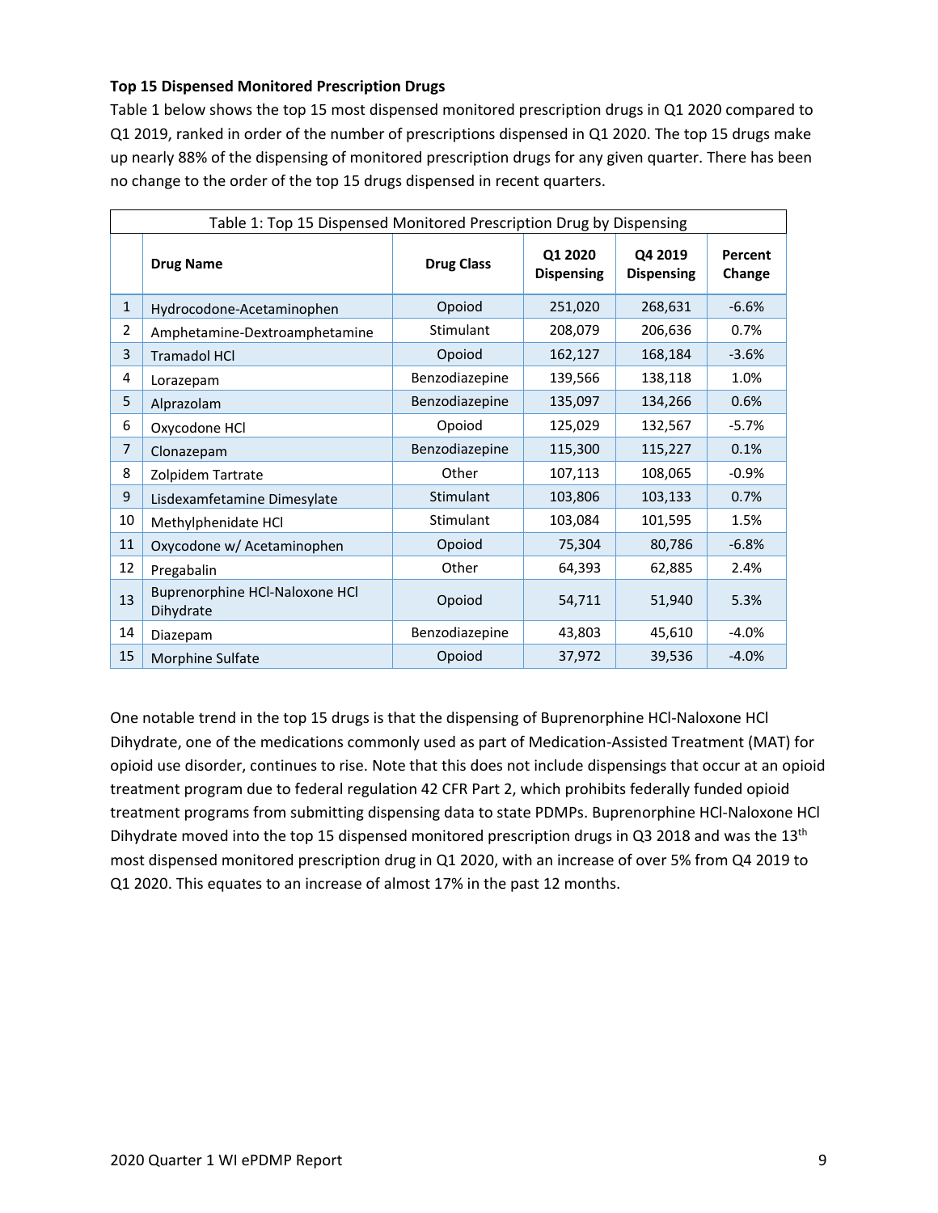**Top 15 Dispensed Monitored Prescription Drugs**

Table 1 below shows the top 15 most dispensed monitored prescription drugs in Q1 2020 compared to Q1 2019, ranked in order of the number of prescriptions dispensed in Q1 2020. The top 15 drugs make up nearly 88% of the dispensing of monitored prescription drugs for any given quarter. There has been no change to the order of the top 15 drugs dispensed in recent quarters.

Table 1: Top 15 Dispensed Monitored Prescription Drug by Dispensing

| | Drug Name | Drug Class | Q1 2020 Dispensing | Q4 2019 Dispensing | Percent Change |
|---|---|---|---|---|---|
| 1 | Hydrocodone-Acetaminophen | Opioid | 251,020 | 268,631 | -6.6% |
| 2 | Amphetamine-Dextroamphetamine | Stimulant | 208,079 | 206,636 | 0.7% |
| 3 | Tramadol HCl | Opioid | 162,127 | 168,184 | -3.6% |
| 4 | Lorazepam | Benzodiazepine | 139,566 | 138,118 | 1.0% |
| 5 | Alprazolam | Benzodiazepine | 135,097 | 134,266 | 0.6% |
| 6 | Oxycodone HCl | Opioid | 125,029 | 132,567 | -5.7% |
| 7 | Clonazepam | Benzodiazepine | 115,300 | 115,227 | 0.1% |
| 8 | Zolpidem Tartrate | Other | 107,113 | 108,065 | -0.9% |
| 9 | Lisdexamfetamine Dimesylate | Stimulant | 103,806 | 103,133 | 0.7% |
| 10 | Methylphenidate HCl | Stimulant | 103,084 | 101,595 | 1.5% |
| 11 | Oxycodone w/ Acetaminophen | Opioid | 75,304 | 80,786 | -6.8% |
| 12 | Pregabalin | Other | 64,393 | 62,885 | 2.4% |
| 13 | Buprenorphine HCl-Naloxone HCl Dihydrate | Opioid | 54,711 | 51,940 | 5.3% |
| 14 | Diazepam | Benzodiazepine | 43,803 | 45,610 | -4.0% |
| 15 | Morphine Sulfate | Opioid | 37,972 | 39,536 | -4.0% |

One notable trend in the top 15 drugs is that the dispensing of Buprenorphine HCl-Naloxone HCl Dihydrate, one of the medications commonly used as part of Medication-Assisted Treatment (MAT) for opioid use disorder, continues to rise. Note that this does not include dispensings that occur at an opioid treatment program due to federal regulation 42 CFR Part 2, which prohibits federally funded opioid treatment programs from submitting dispensing data to state PDMPs. Buprenorphine HCl-Naloxone HCl Dihydrate moved into the top 15 dispensed monitored prescription drugs in Q3 2018 and was the 13th most dispensed monitored prescription drug in Q1 2020, with an increase of over 5% from Q4 2019 to Q1 2020. This equates to an increase of almost 17% in the past 12 months.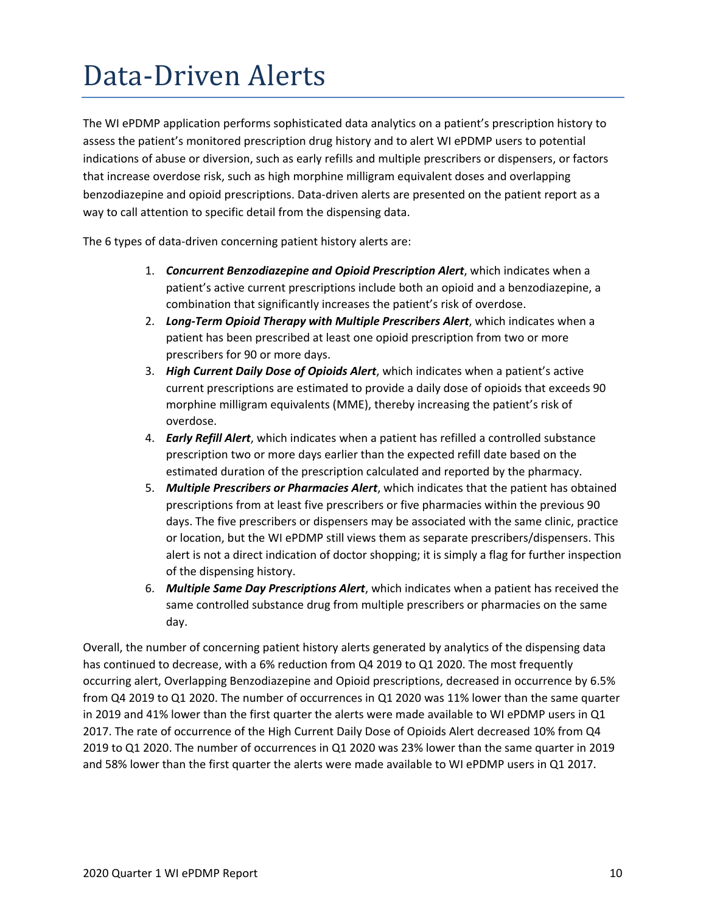# Data-Driven Alerts

The WI ePDMP application performs sophisticated data analytics on a patient's prescription history to assess the patient's monitored prescription drug history and to alert WI ePDMP users to potential indications of abuse or diversion, such as early refills and multiple prescribers or dispensers, or factors that increase overdose risk, such as high morphine milligram equivalent doses and overlapping benzodiazepine and opioid prescriptions. Data-driven alerts are presented on the patient report as a way to call attention to specific detail from the dispensing data.

The 6 types of data-driven concerning patient history alerts are:

1. ***Concurrent Benzodiazepine and Opioid Prescription Alert***, which indicates when a patient's active current prescriptions include both an opioid and a benzodiazepine, a combination that significantly increases the patient's risk of overdose.
2. ***Long-Term Opioid Therapy with Multiple Prescribers Alert***, which indicates when a patient has been prescribed at least one opioid prescription from two or more prescribers for 90 or more days.
3. ***High Current Daily Dose of Opioids Alert***, which indicates when a patient's active current prescriptions are estimated to provide a daily dose of opioids that exceeds 90 morphine milligram equivalents (MME), thereby increasing the patient's risk of overdose.
4. ***Early Refill Alert***, which indicates when a patient has refilled a controlled substance prescription two or more days earlier than the expected refill date based on the estimated duration of the prescription calculated and reported by the pharmacy.
5. ***Multiple Prescribers or Pharmacies Alert***, which indicates that the patient has obtained prescriptions from at least five prescribers or five pharmacies within the previous 90 days. The five prescribers or dispensers may be associated with the same clinic, practice or location, but the WI ePDMP still views them as separate prescribers/dispensers. This alert is not a direct indication of doctor shopping; it is simply a flag for further inspection of the dispensing history.
6. ***Multiple Same Day Prescriptions Alert***, which indicates when a patient has received the same controlled substance drug from multiple prescribers or pharmacies on the same day.

Overall, the number of concerning patient history alerts generated by analytics of the dispensing data has continued to decrease, with a 6% reduction from Q4 2019 to Q1 2020. The most frequently occurring alert, Overlapping Benzodiazepine and Opioid prescriptions, decreased in occurrence by 6.5% from Q4 2019 to Q1 2020. The number of occurrences in Q1 2020 was 11% lower than the same quarter in 2019 and 41% lower than the first quarter the alerts were made available to WI ePDMP users in Q1 2017. The rate of occurrence of the High Current Daily Dose of Opioids Alert decreased 10% from Q4 2019 to Q1 2020. The number of occurrences in Q1 2020 was 23% lower than the same quarter in 2019 and 58% lower than the first quarter the alerts were made available to WI ePDMP users in Q1 2017.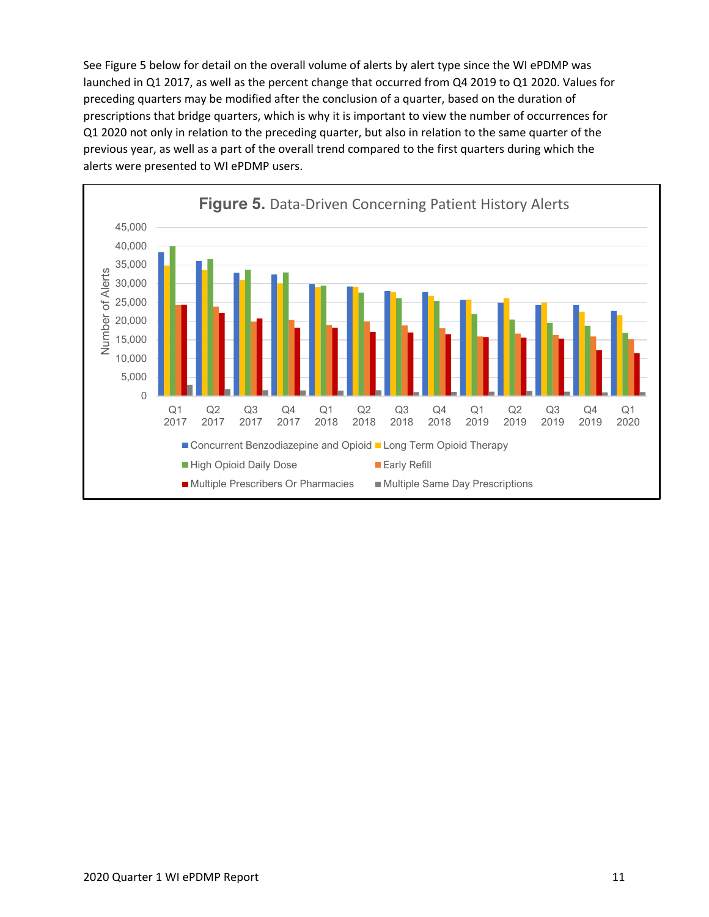See Figure 5 below for detail on the overall volume of alerts by alert type since the WI ePDMP was launched in Q1 2017, as well as the percent change that occurred from Q4 2019 to Q1 2020. Values for preceding quarters may be modified after the conclusion of a quarter, based on the duration of prescriptions that bridge quarters, which is why it is important to view the number of occurrences for Q1 2020 not only in relation to the preceding quarter, but also in relation to the same quarter of the previous year, as well as a part of the overall trend compared to the first quarters during which the alerts were presented to WI ePDMP users.

**Figure 5.** Data-Driven Concerning Patient History Alerts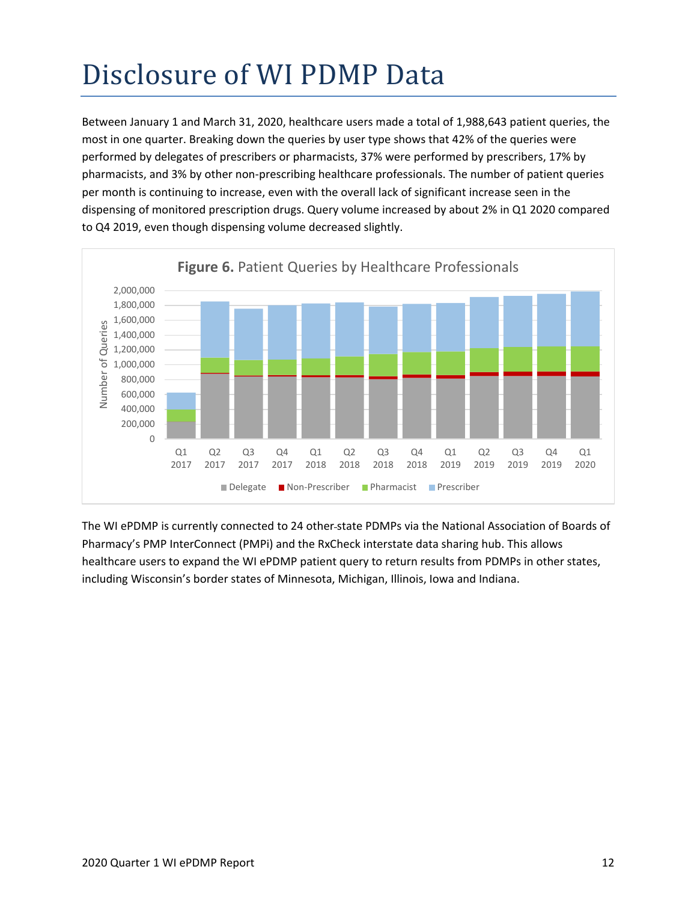# Disclosure of WI PDMP Data

Between January 1 and March 31, 2020, healthcare users made a total of 1,988,643 patient queries, the most in one quarter. Breaking down the queries by user type shows that 42% of the queries were performed by delegates of prescribers or pharmacists, 37% were performed by prescribers, 17% by pharmacists, and 3% by other non-prescribing healthcare professionals. The number of patient queries per month is continuing to increase, even with the overall lack of significant increase seen in the dispensing of monitored prescription drugs. Query volume increased by about 2% in Q1 2020 compared to Q4 2019, even though dispensing volume decreased slightly.

**Figure 6.** Patient Queries by Healthcare Professionals

The WI ePDMP is currently connected to 24 other-state PDMPs via the National Association of Boards of Pharmacy's PMP InterConnect (PMPi) and the RxCheck interstate data sharing hub. This allows healthcare users to expand the WI ePDMP patient query to return results from PDMPs in other states, including Wisconsin's border states of Minnesota, Michigan, Illinois, Iowa and Indiana.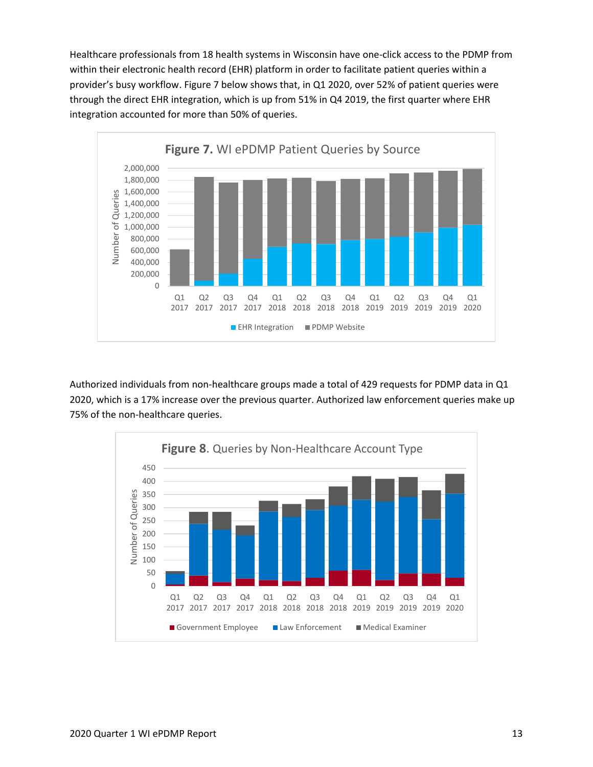Healthcare professionals from 18 health systems in Wisconsin have one-click access to the PDMP from within their electronic health record (EHR) platform in order to facilitate patient queries within a provider's busy workflow. Figure 7 below shows that, in Q1 2020, over 52% of patient queries were through the direct EHR integration, which is up from 51% in Q4 2019, the first quarter where EHR integration accounted for more than 50% of queries.

**Figure 7.** WI ePDMP Patient Queries by Source

Authorized individuals from non-healthcare groups made a total of 429 requests for PDMP data in Q1 2020, which is a 17% increase over the previous quarter. Authorized law enforcement queries make up 75% of the non-healthcare queries.

**Figure 8.** Queries by Non-Healthcare Account Type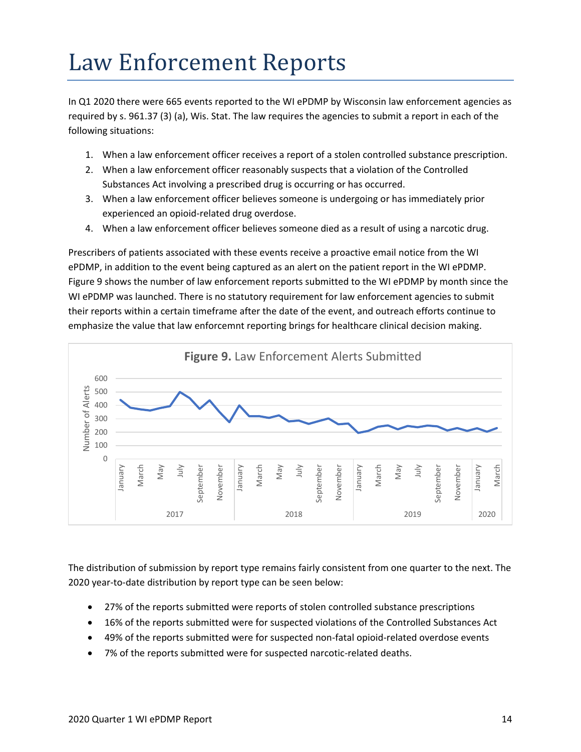# Law Enforcement Reports

In Q1 2020 there were 665 events reported to the WI ePDMP by Wisconsin law enforcement agencies as required by s. 961.37 (3) (a), Wis. Stat. The law requires the agencies to submit a report in each of the following situations:

1. When a law enforcement officer receives a report of a stolen controlled substance prescription.
2. When a law enforcement officer reasonably suspects that a violation of the Controlled Substances Act involving a prescribed drug is occurring or has occurred.
3. When a law enforcement officer believes someone is undergoing or has immediately prior experienced an opioid-related drug overdose.
4. When a law enforcement officer believes someone died as a result of using a narcotic drug.

Prescribers of patients associated with these events receive a proactive email notice from the WI ePDMP, in addition to the event being captured as an alert on the patient report in the WI ePDMP. Figure 9 shows the number of law enforcement reports submitted to the WI ePDMP by month since the WI ePDMP was launched. There is no statutory requirement for law enforcement agencies to submit their reports within a certain timeframe after the date of the event, and outreach efforts continue to emphasize the value that law enforcemnt reporting brings for healthcare clinical decision making.

**Figure 9.** Law Enforcement Alerts Submitted

The distribution of submission by report type remains fairly consistent from one quarter to the next. The 2020 year-to-date distribution by report type can be seen below:

- 27% of the reports submitted were reports of stolen controlled substance prescriptions
- 16% of the reports submitted were for suspected violations of the Controlled Substances Act
- 49% of the reports submitted were for suspected non-fatal opioid-related overdose events
- 7% of the reports submitted were for suspected narcotic-related deaths.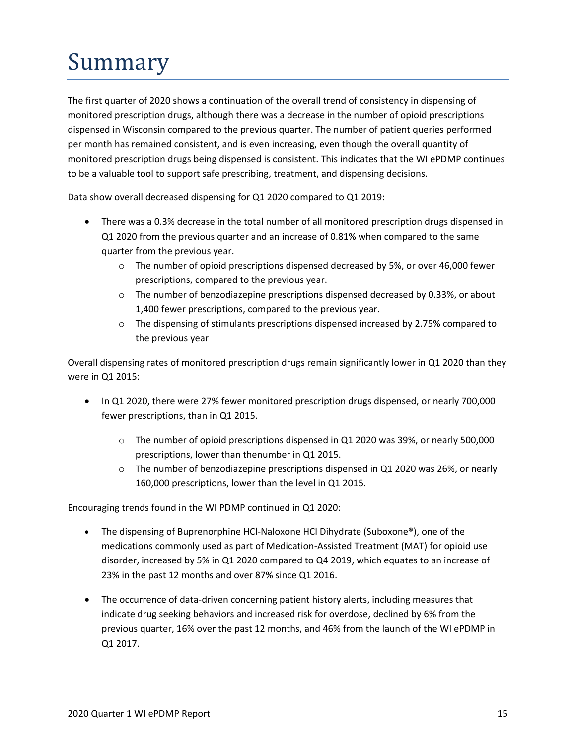# Summary

The first quarter of 2020 shows a continuation of the overall trend of consistency in dispensing of monitored prescription drugs, although there was a decrease in the number of opioid prescriptions dispensed in Wisconsin compared to the previous quarter. The number of patient queries performed per month has remained consistent, and is even increasing, even though the overall quantity of monitored prescription drugs being dispensed is consistent. This indicates that the WI ePDMP continues to be a valuable tool to support safe prescribing, treatment, and dispensing decisions.

Data show overall decreased dispensing for Q1 2020 compared to Q1 2019:

- There was a 0.3% decrease in the total number of all monitored prescription drugs dispensed in Q1 2020 from the previous quarter and an increase of 0.81% when compared to the same quarter from the previous year.
  - The number of opioid prescriptions dispensed decreased by 5%, or over 46,000 fewer prescriptions, compared to the previous year.
  - The number of benzodiazepine prescriptions dispensed decreased by 0.33%, or about 1,400 fewer prescriptions, compared to the previous year.
  - The dispensing of stimulants prescriptions dispensed increased by 2.75% compared to the previous year

Overall dispensing rates of monitored prescription drugs remain significantly lower in Q1 2020 than they were in Q1 2015:

- In Q1 2020, there were 27% fewer monitored prescription drugs dispensed, or nearly 700,000 fewer prescriptions, than in Q1 2015.
  - The number of opioid prescriptions dispensed in Q1 2020 was 39%, or nearly 500,000 prescriptions, lower than thenumber in Q1 2015.
  - The number of benzodiazepine prescriptions dispensed in Q1 2020 was 26%, or nearly 160,000 prescriptions, lower than the level in Q1 2015.

Encouraging trends found in the WI PDMP continued in Q1 2020:

- The dispensing of Buprenorphine HCl-Naloxone HCl Dihydrate (Suboxone®), one of the medications commonly used as part of Medication-Assisted Treatment (MAT) for opioid use disorder, increased by 5% in Q1 2020 compared to Q4 2019, which equates to an increase of 23% in the past 12 months and over 87% since Q1 2016.

- The occurrence of data-driven concerning patient history alerts, including measures that indicate drug seeking behaviors and increased risk for overdose, declined by 6% from the previous quarter, 16% over the past 12 months, and 46% from the launch of the WI ePDMP in Q1 2017.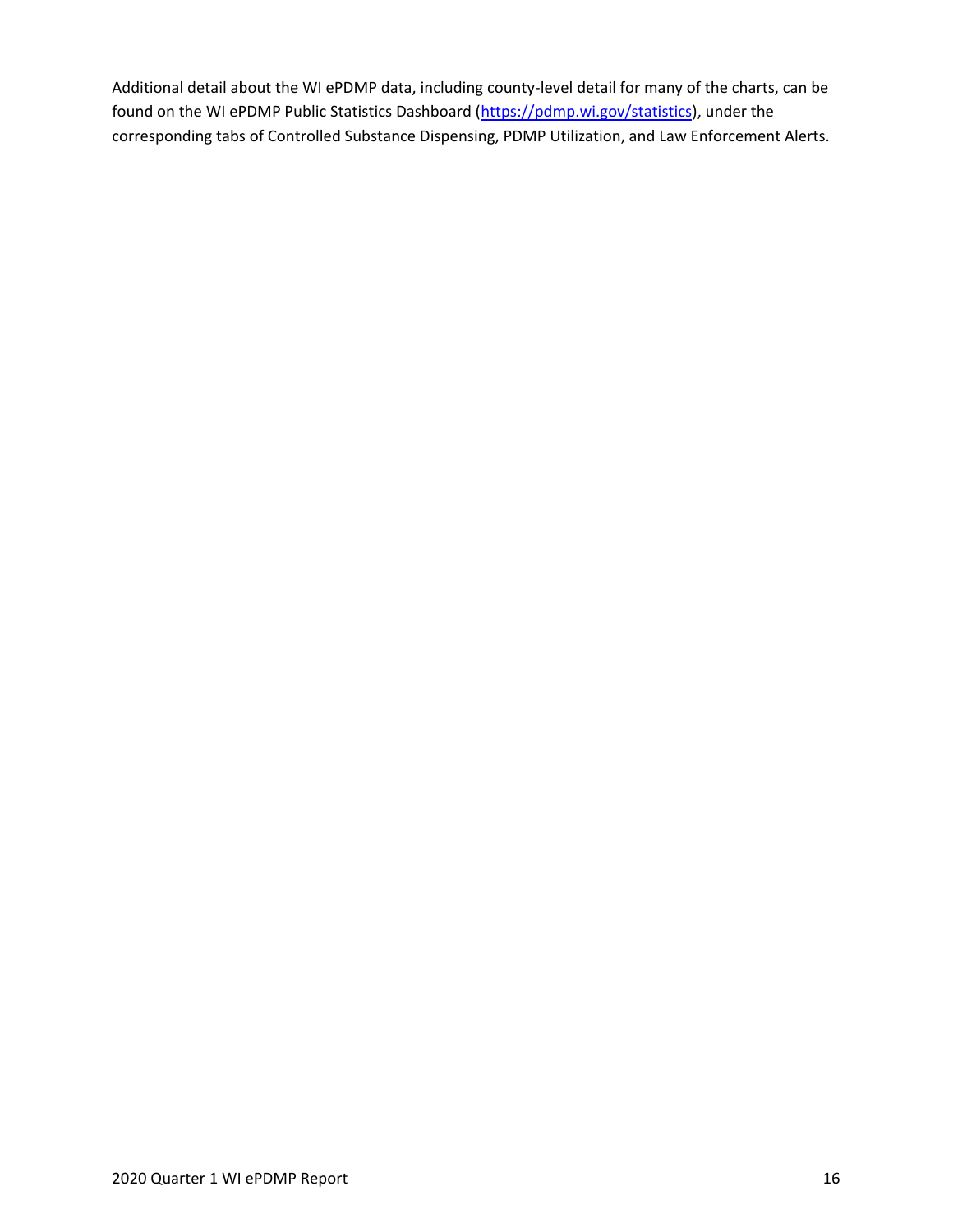Additional detail about the WI ePDMP data, including county-level detail for many of the charts, can be found on the WI ePDMP Public Statistics Dashboard (https://pdmp.wi.gov/statistics), under the corresponding tabs of Controlled Substance Dispensing, PDMP Utilization, and Law Enforcement Alerts.